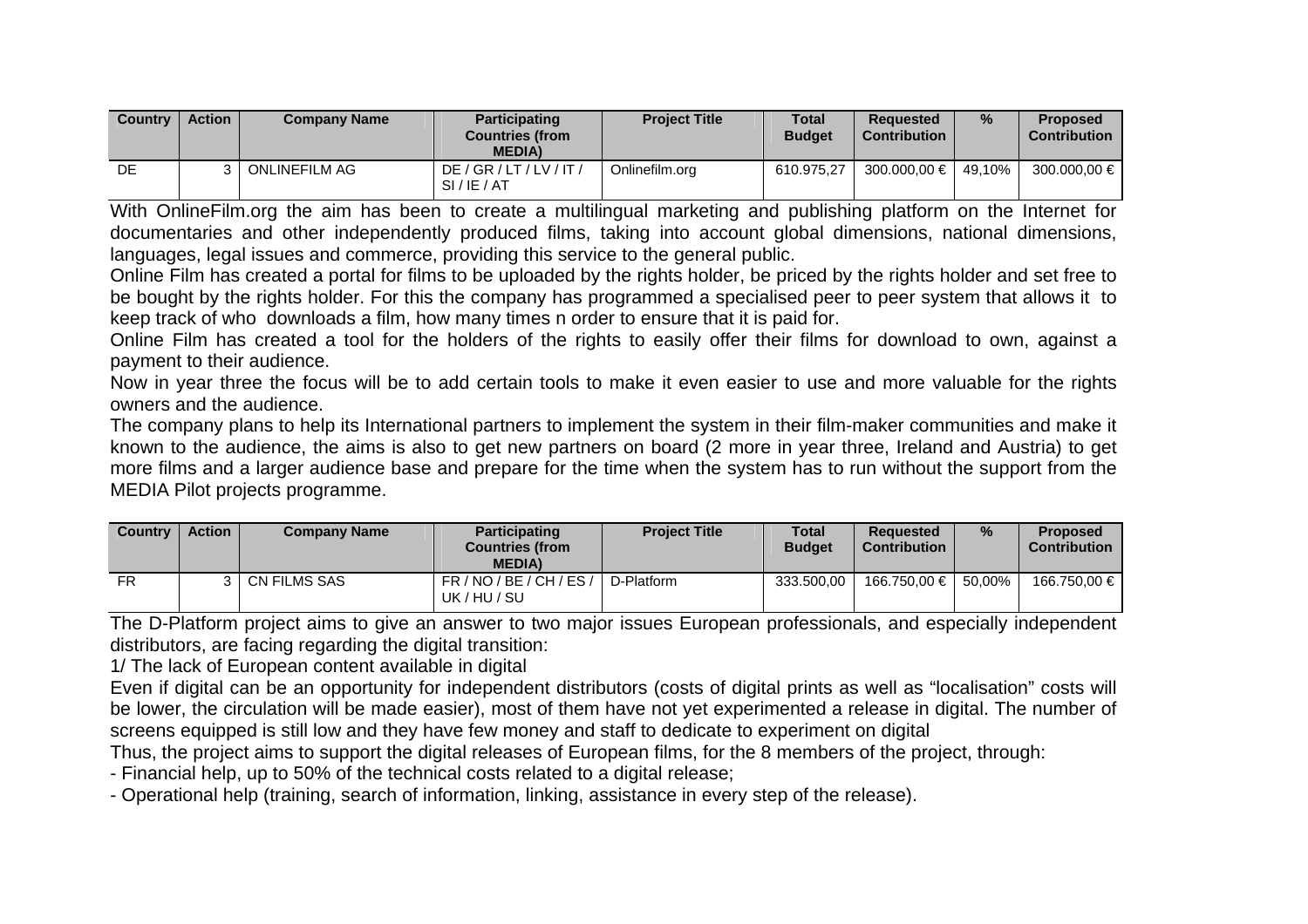| Country | Action | Company Name | Participating Countries (from MEDIA) | Project Title | Total Budget | Requested Contribution | % | Proposed Contribution |
|---|---|---|---|---|---|---|---|---|
| DE | 3 | ONLINEFILM AG | DE / GR / LT / LV / IT / SI / IE / AT | Onlinefilm.org | 610.975,27 | 300.000,00 € | 49,10% | 300.000,00 € |

With OnlineFilm.org the aim has been to create a multilingual marketing and publishing platform on the Internet for documentaries and other independently produced films, taking into account global dimensions, national dimensions, languages, legal issues and commerce, providing this service to the general public.

Online Film has created a portal for films to be uploaded by the rights holder, be priced by the rights holder and set free to be bought by the rights holder. For this the company has programmed a specialised peer to peer system that allows it to keep track of who downloads a film, how many times n order to ensure that it is paid for.

Online Film has created a tool for the holders of the rights to easily offer their films for download to own, against a payment to their audience.

Now in year three the focus will be to add certain tools to make it even easier to use and more valuable for the rights owners and the audience.

The company plans to help its International partners to implement the system in their film-maker communities and make it known to the audience, the aims is also to get new partners on board (2 more in year three, Ireland and Austria) to get more films and a larger audience base and prepare for the time when the system has to run without the support from the MEDIA Pilot projects programme.

| Country | Action | Company Name | Participating Countries (from MEDIA) | Project Title | Total Budget | Requested Contribution | % | Proposed Contribution |
|---|---|---|---|---|---|---|---|---|
| FR | 3 | CN FILMS SAS | FR / NO / BE / CH / ES / UK / HU / SU | D-Platform | 333.500,00 | 166.750,00 € | 50,00% | 166.750,00 € |

The D-Platform project aims to give an answer to two major issues European professionals, and especially independent distributors, are facing regarding the digital transition:

1/ The lack of European content available in digital

Even if digital can be an opportunity for independent distributors (costs of digital prints as well as "localisation" costs will be lower, the circulation will be made easier), most of them have not yet experimented a release in digital. The number of screens equipped is still low and they have few money and staff to dedicate to experiment on digital

Thus, the project aims to support the digital releases of European films, for the 8 members of the project, through:

- Financial help, up to 50% of the technical costs related to a digital release;
- Operational help (training, search of information, linking, assistance in every step of the release).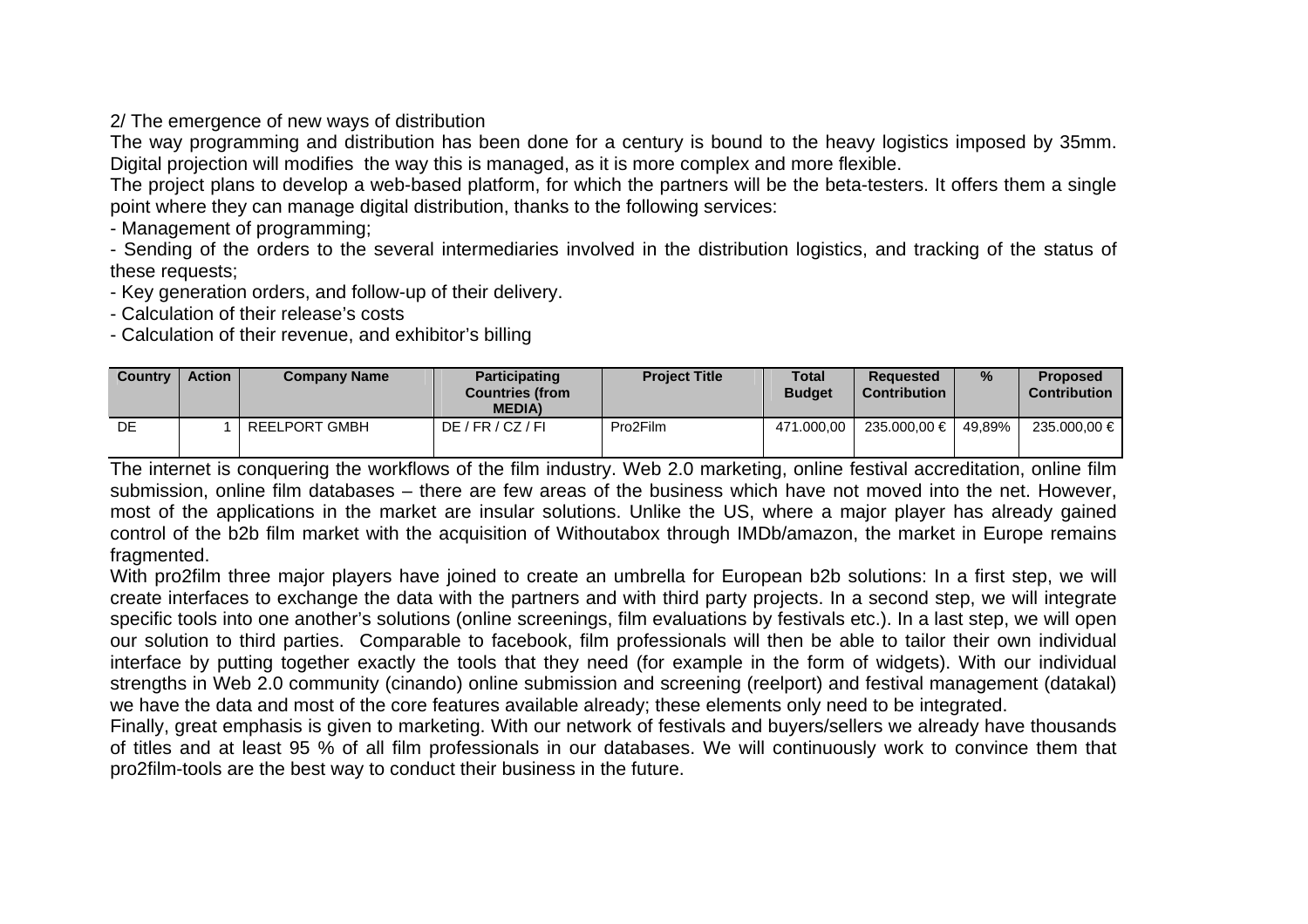2/ The emergence of new ways of distribution

The way programming and distribution has been done for a century is bound to the heavy logistics imposed by 35mm. Digital projection will modifies the way this is managed, as it is more complex and more flexible.

The project plans to develop a web-based platform, for which the partners will be the beta-testers. It offers them a single point where they can manage digital distribution, thanks to the following services:

- Management of programming;
- Sending of the orders to the several intermediaries involved in the distribution logistics, and tracking of the status of these requests;
- Key generation orders, and follow-up of their delivery.
- Calculation of their release's costs
- Calculation of their revenue, and exhibitor's billing

| Country | Action | Company Name | Participating Countries (from MEDIA) | Project Title | Total Budget | Requested Contribution | % | Proposed Contribution |
|---|---|---|---|---|---|---|---|---|
| DE | 1 | REELPORT GMBH | DE / FR / CZ / FI | Pro2Film | 471.000,00 | 235.000,00 € | 49,89% | 235.000,00 € |

The internet is conquering the workflows of the film industry. Web 2.0 marketing, online festival accreditation, online film submission, online film databases – there are few areas of the business which have not moved into the net. However, most of the applications in the market are insular solutions. Unlike the US, where a major player has already gained control of the b2b film market with the acquisition of Withoutabox through IMDb/amazon, the market in Europe remains fragmented.

With pro2film three major players have joined to create an umbrella for European b2b solutions: In a first step, we will create interfaces to exchange the data with the partners and with third party projects. In a second step, we will integrate specific tools into one another's solutions (online screenings, film evaluations by festivals etc.). In a last step, we will open our solution to third parties. Comparable to facebook, film professionals will then be able to tailor their own individual interface by putting together exactly the tools that they need (for example in the form of widgets). With our individual strengths in Web 2.0 community (cinando) online submission and screening (reelport) and festival management (datakal) we have the data and most of the core features available already; these elements only need to be integrated.

Finally, great emphasis is given to marketing. With our network of festivals and buyers/sellers we already have thousands of titles and at least 95 % of all film professionals in our databases. We will continuously work to convince them that pro2film-tools are the best way to conduct their business in the future.